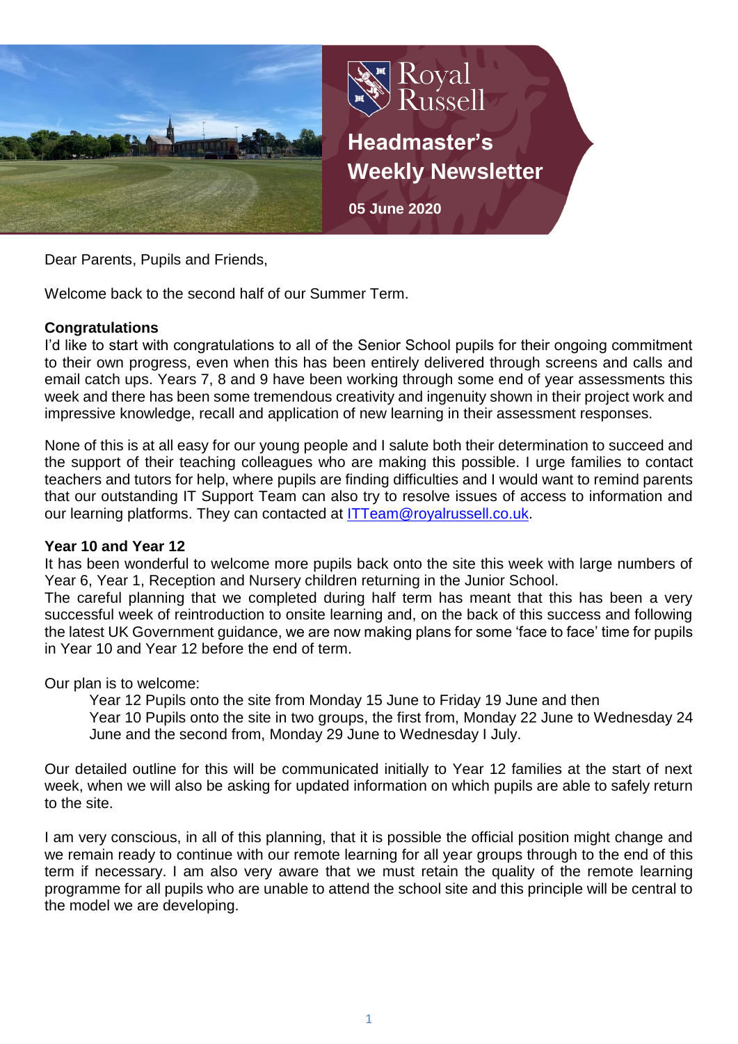Royal Russell

# Headmaster's Weekly Newsletter

**05 June 2020**

Dear Parents, Pupils and Friends,

Welcome back to the second half of our Summer Term.

**Congratulations**

I'd like to start with congratulations to all of the Senior School pupils for their ongoing commitment to their own progress, even when this has been entirely delivered through screens and calls and email catch ups. Years 7, 8 and 9 have been working through some end of year assessments this week and there has been some tremendous creativity and ingenuity shown in their project work and impressive knowledge, recall and application of new learning in their assessment responses.

None of this is at all easy for our young people and I salute both their determination to succeed and the support of their teaching colleagues who are making this possible. I urge families to contact teachers and tutors for help, where pupils are finding difficulties and I would want to remind parents that our outstanding IT Support Team can also try to resolve issues of access to information and our learning platforms. They can contacted at ITTeam@royalrussell.co.uk.

**Year 10 and Year 12**

It has been wonderful to welcome more pupils back onto the site this week with large numbers of Year 6, Year 1, Reception and Nursery children returning in the Junior School.

The careful planning that we completed during half term has meant that this has been a very successful week of reintroduction to onsite learning and, on the back of this success and following the latest UK Government guidance, we are now making plans for some 'face to face' time for pupils in Year 10 and Year 12 before the end of term.

Our plan is to welcome:

> Year 12 Pupils onto the site from Monday 15 June to Friday 19 June and then
> Year 10 Pupils onto the site in two groups, the first from, Monday 22 June to Wednesday 24 June and the second from, Monday 29 June to Wednesday I July.

Our detailed outline for this will be communicated initially to Year 12 families at the start of next week, when we will also be asking for updated information on which pupils are able to safely return to the site.

I am very conscious, in all of this planning, that it is possible the official position might change and we remain ready to continue with our remote learning for all year groups through to the end of this term if necessary. I am also very aware that we must retain the quality of the remote learning programme for all pupils who are unable to attend the school site and this principle will be central to the model we are developing.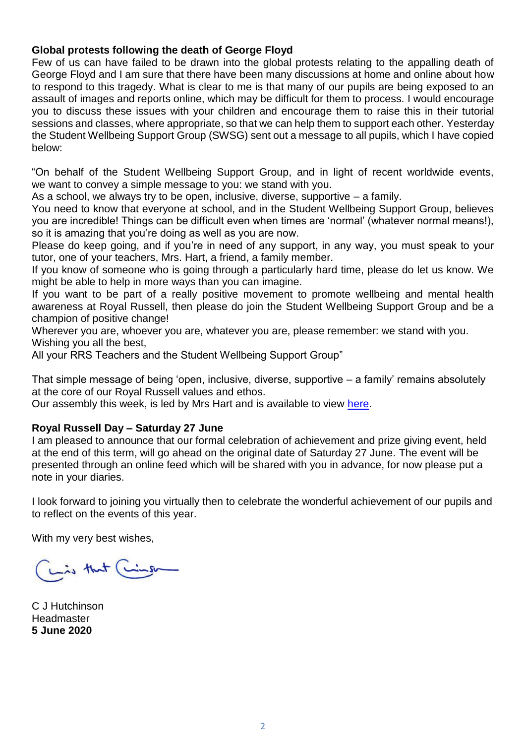**Global protests following the death of George Floyd**

Few of us can have failed to be drawn into the global protests relating to the appalling death of George Floyd and I am sure that there have been many discussions at home and online about how to respond to this tragedy. What is clear to me is that many of our pupils are being exposed to an assault of images and reports online, which may be difficult for them to process. I would encourage you to discuss these issues with your children and encourage them to raise this in their tutorial sessions and classes, where appropriate, so that we can help them to support each other. Yesterday the Student Wellbeing Support Group (SWSG) sent out a message to all pupils, which I have copied below:

"On behalf of the Student Wellbeing Support Group, and in light of recent worldwide events, we want to convey a simple message to you: we stand with you.
As a school, we always try to be open, inclusive, diverse, supportive – a family.
You need to know that everyone at school, and in the Student Wellbeing Support Group, believes you are incredible! Things can be difficult even when times are 'normal' (whatever normal means!), so it is amazing that you're doing as well as you are now.
Please do keep going, and if you're in need of any support, in any way, you must speak to your tutor, one of your teachers, Mrs. Hart, a friend, a family member.
If you know of someone who is going through a particularly hard time, please do let us know. We might be able to help in more ways than you can imagine.
If you want to be part of a really positive movement to promote wellbeing and mental health awareness at Royal Russell, then please do join the Student Wellbeing Support Group and be a champion of positive change!
Wherever you are, whoever you are, whatever you are, please remember: we stand with you.
Wishing you all the best,
All your RRS Teachers and the Student Wellbeing Support Group"

That simple message of being 'open, inclusive, diverse, supportive – a family' remains absolutely at the core of our Royal Russell values and ethos.
Our assembly this week, is led by Mrs Hart and is available to view here.

**Royal Russell Day – Saturday 27 June**

I am pleased to announce that our formal celebration of achievement and prize giving event, held at the end of this term, will go ahead on the original date of Saturday 27 June. The event will be presented through an online feed which will be shared with you in advance, for now please put a note in your diaries.

I look forward to joining you virtually then to celebrate the wonderful achievement of our pupils and to reflect on the events of this year.

With my very best wishes,

Chris Hutchinson

C J Hutchinson
Headmaster
**5 June 2020**